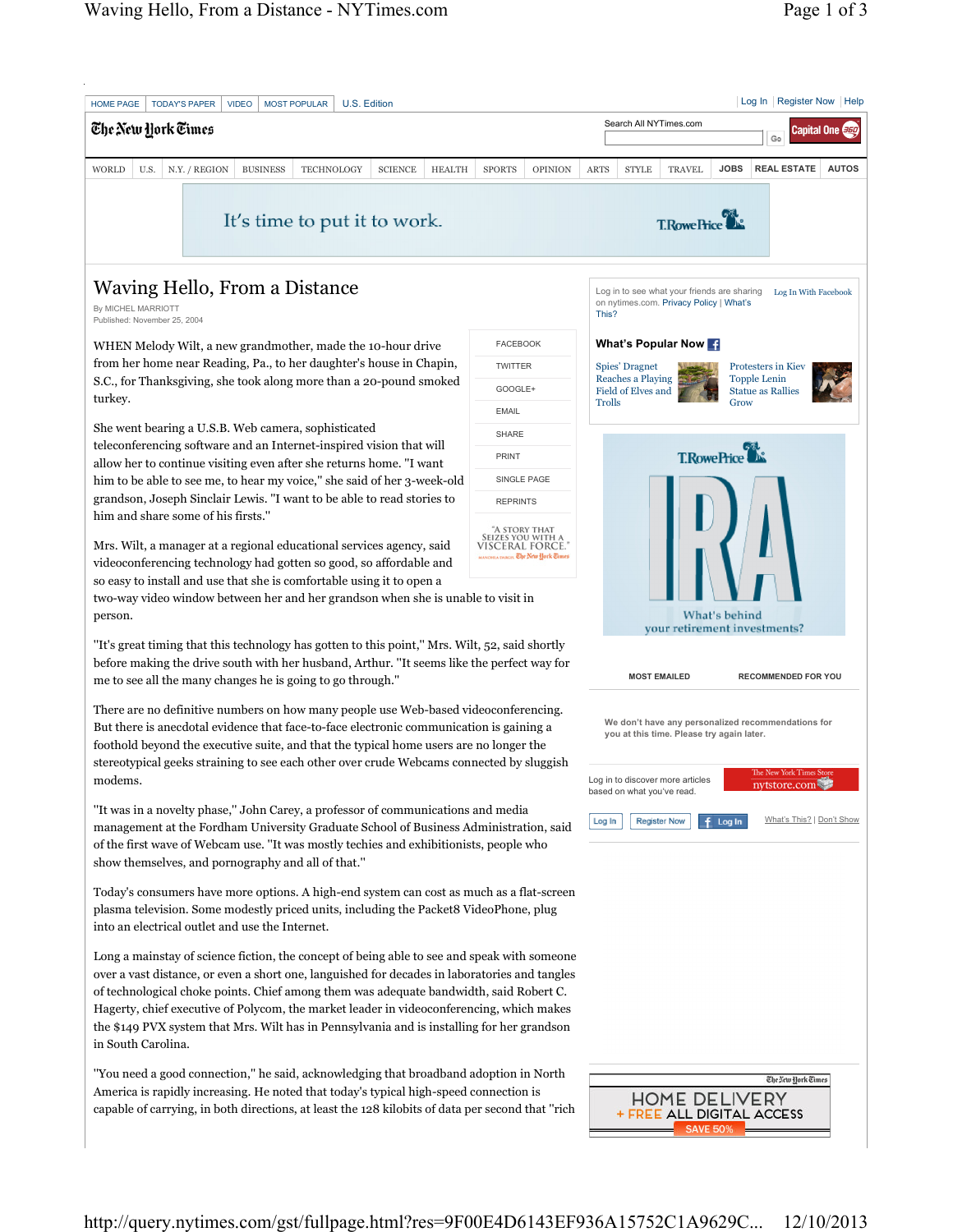# Waving Hello, From a Distance

By MICHEL MARRIOTT

Published: November 25, 2004

WHEN Melody Wilt, a new grandmother, made the 10-hour drive from her home near Reading, Pa., to her daughter's house in Chapin, S.C., for Thanksgiving, she took along more than a 20-pound smoked turkey.

She went bearing a U.S.B. Web camera, sophisticated teleconferencing software and an Internet-inspired vision that will allow her to continue visiting even after she returns home. "I want him to be able to see me, to hear my voice," she said of her 3-week-old grandson, Joseph Sinclair Lewis. "I want to be able to read stories to him and share some of his firsts."

Mrs. Wilt, a manager at a regional educational services agency, said videoconferencing technology had gotten so good, so affordable and so easy to install and use that she is comfortable using it to open a two-way video window between her and her grandson when she is unable to visit in person.

"It's great timing that this technology has gotten to this point," Mrs. Wilt, 52, said shortly before making the drive south with her husband, Arthur. "It seems like the perfect way for me to see all the many changes he is going to go through."

There are no definitive numbers on how many people use Web-based videoconferencing. But there is anecdotal evidence that face-to-face electronic communication is gaining a foothold beyond the executive suite, and that the typical home users are no longer the stereotypical geeks straining to see each other over crude Webcams connected by sluggish modems.

"It was in a novelty phase," John Carey, a professor of communications and media management at the Fordham University Graduate School of Business Administration, said of the first wave of Webcam use. "It was mostly techies and exhibitionists, people who show themselves, and pornography and all of that."

Today's consumers have more options. A high-end system can cost as much as a flat-screen plasma television. Some modestly priced units, including the Packet8 VideoPhone, plug into an electrical outlet and use the Internet.

Long a mainstay of science fiction, the concept of being able to see and speak with someone over a vast distance, or even a short one, languished for decades in laboratories and tangles of technological choke points. Chief among them was adequate bandwidth, said Robert C. Hagerty, chief executive of Polycom, the market leader in videoconferencing, which makes the $149 PVX system that Mrs. Wilt has in Pennsylvania and is installing for her grandson in South Carolina.

"You need a good connection," he said, acknowledging that broadband adoption in North America is rapidly increasing. He noted that today's typical high-speed connection is capable of carrying, in both directions, at least the 128 kilobits of data per second that "rich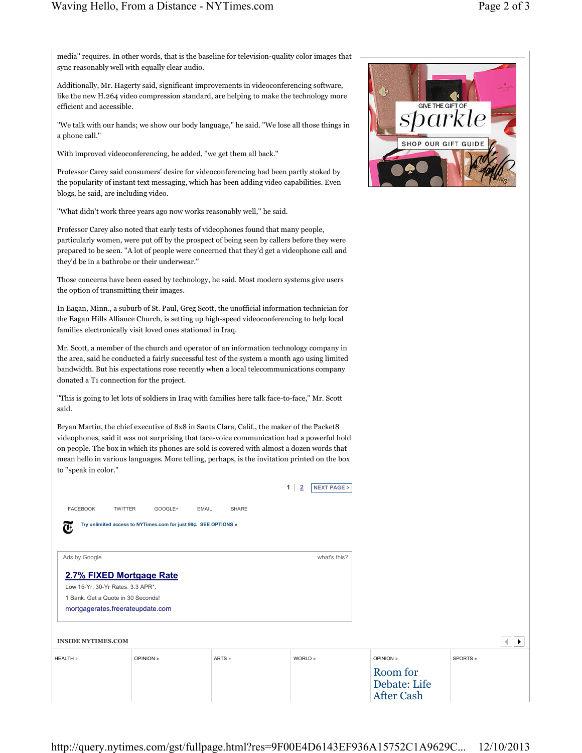media" requires. In other words, that is the baseline for television-quality color images that sync reasonably well with equally clear audio.

Additionally, Mr. Hagerty said, significant improvements in videoconferencing software, like the new H.264 video compression standard, are helping to make the technology more efficient and accessible.

"We talk with our hands; we show our body language," he said. "We lose all those things in a phone call."

With improved videoconferencing, he added, "we get them all back."

Professor Carey said consumers' desire for videoconferencing had been partly stoked by the popularity of instant text messaging, which has been adding video capabilities. Even blogs, he said, are including video.

"What didn't work three years ago now works reasonably well," he said.

Professor Carey also noted that early tests of videophones found that many people, particularly women, were put off by the prospect of being seen by callers before they were prepared to be seen. "A lot of people were concerned that they'd get a videophone call and they'd be in a bathrobe or their underwear."

Those concerns have been eased by technology, he said. Most modern systems give users the option of transmitting their images.

In Eagan, Minn., a suburb of St. Paul, Greg Scott, the unofficial information technician for the Eagan Hills Alliance Church, is setting up high-speed videoconferencing to help local families electronically visit loved ones stationed in Iraq.

Mr. Scott, a member of the church and operator of an information technology company in the area, said he conducted a fairly successful test of the system a month ago using limited bandwidth. But his expectations rose recently when a local telecommunications company donated a T1 connection for the project.

"This is going to let lots of soldiers in Iraq with families here talk face-to-face," Mr. Scott said.

Bryan Martin, the chief executive of 8x8 in Santa Clara, Calif., the maker of the Packet8 videophones, said it was not surprising that face-voice communication had a powerful hold on people. The box in which its phones are sold is covered with almost a dozen words that mean hello in various languages. More telling, perhaps, is the invitation printed on the box to "speak in color."

1 | 2 NEXT PAGE >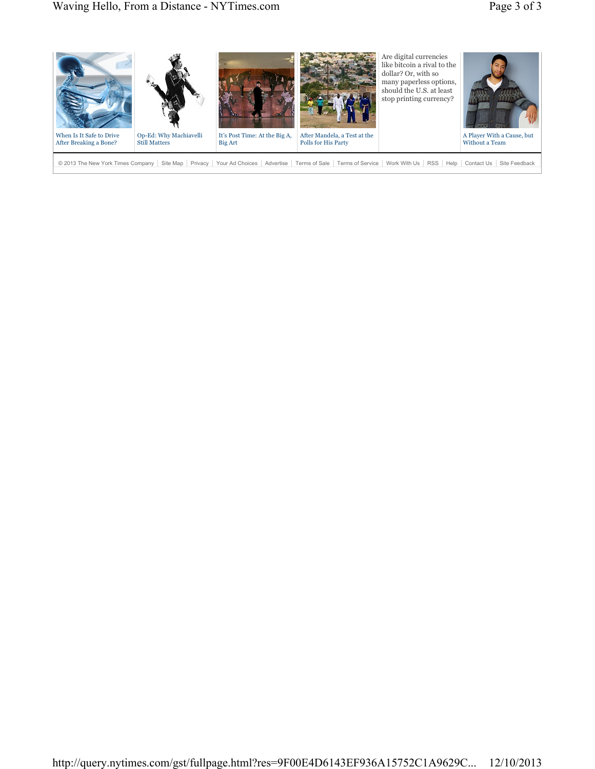When Is It Safe to Drive After Breaking a Bone?

Op-Ed: Why Machiavelli Still Matters

It's Post Time: At the Big A, Big Art

After Mandela, a Test at the Polls for His Party

Are digital currencies like bitcoin a rival to the dollar? Or, with so many paperless options, should the U.S. at least stop printing currency?

A Player With a Cause, but Without a Team

© 2013 The New York Times Company | Site Map | Privacy | Your Ad Choices | Advertise | Terms of Sale | Terms of Service | Work With Us | RSS | Help | Contact Us | Site Feedback